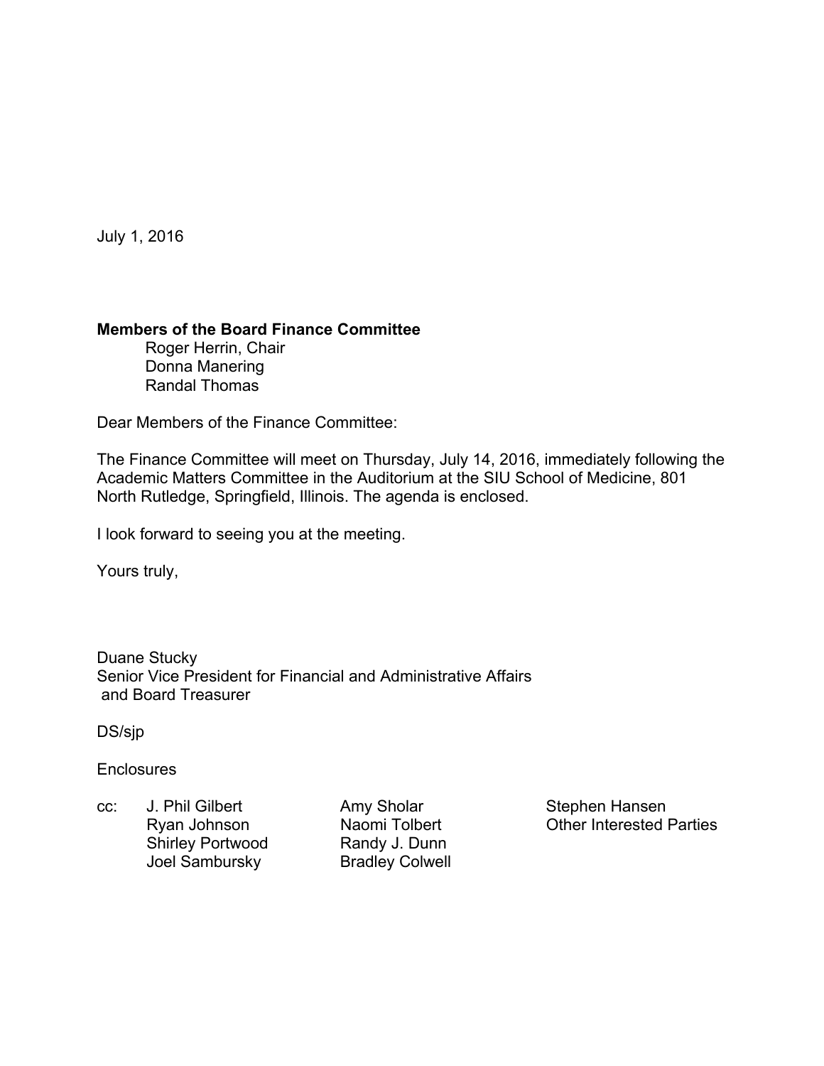July 1, 2016

**Members of the Board Finance Committee**

Roger Herrin, Chair
Donna Manering
Randal Thomas

Dear Members of the Finance Committee:

The Finance Committee will meet on Thursday, July 14, 2016, immediately following the Academic Matters Committee in the Auditorium at the SIU School of Medicine, 801 North Rutledge, Springfield, Illinois. The agenda is enclosed.

I look forward to seeing you at the meeting.

Yours truly,

Duane Stucky
Senior Vice President for Financial and Administrative Affairs
and Board Treasurer

DS/sjp

Enclosures

cc: J. Phil Gilbert, Ryan Johnson, Shirley Portwood, Joel Sambursky, Amy Sholar, Naomi Tolbert, Randy J. Dunn, Bradley Colwell, Stephen Hansen, Other Interested Parties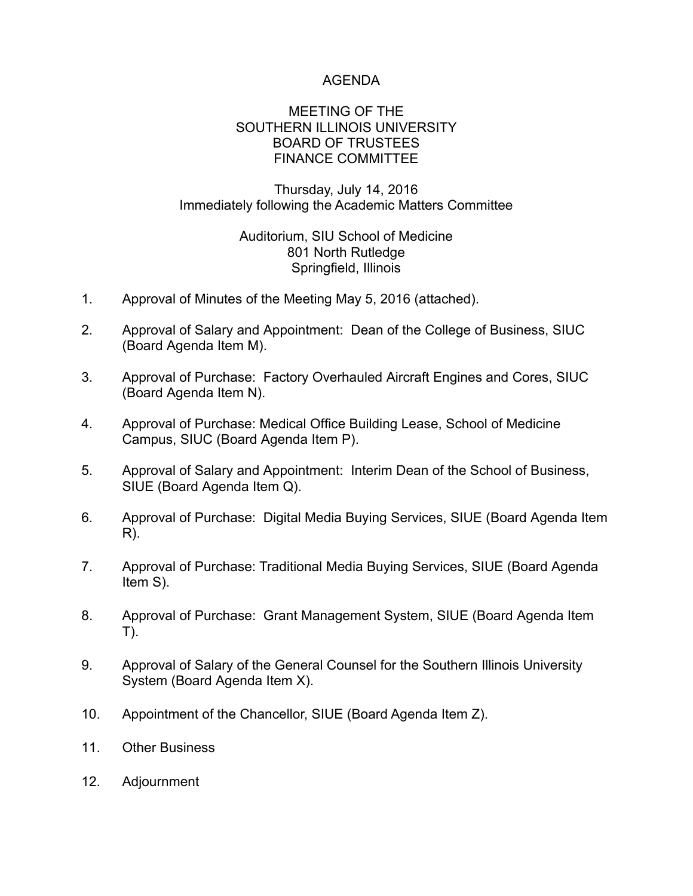# AGENDA

## MEETING OF THE
## SOUTHERN ILLINOIS UNIVERSITY
## BOARD OF TRUSTEES
## FINANCE COMMITTEE

Thursday, July 14, 2016
Immediately following the Academic Matters Committee

Auditorium, SIU School of Medicine
801 North Rutledge
Springfield, Illinois

1. Approval of Minutes of the Meeting May 5, 2016 (attached).

2. Approval of Salary and Appointment: Dean of the College of Business, SIUC (Board Agenda Item M).

3. Approval of Purchase: Factory Overhauled Aircraft Engines and Cores, SIUC (Board Agenda Item N).

4. Approval of Purchase: Medical Office Building Lease, School of Medicine Campus, SIUC (Board Agenda Item P).

5. Approval of Salary and Appointment: Interim Dean of the School of Business, SIUE (Board Agenda Item Q).

6. Approval of Purchase: Digital Media Buying Services, SIUE (Board Agenda Item R).

7. Approval of Purchase: Traditional Media Buying Services, SIUE (Board Agenda Item S).

8. Approval of Purchase: Grant Management System, SIUE (Board Agenda Item T).

9. Approval of Salary of the General Counsel for the Southern Illinois University System (Board Agenda Item X).

10. Appointment of the Chancellor, SIUE (Board Agenda Item Z).

11. Other Business

12. Adjournment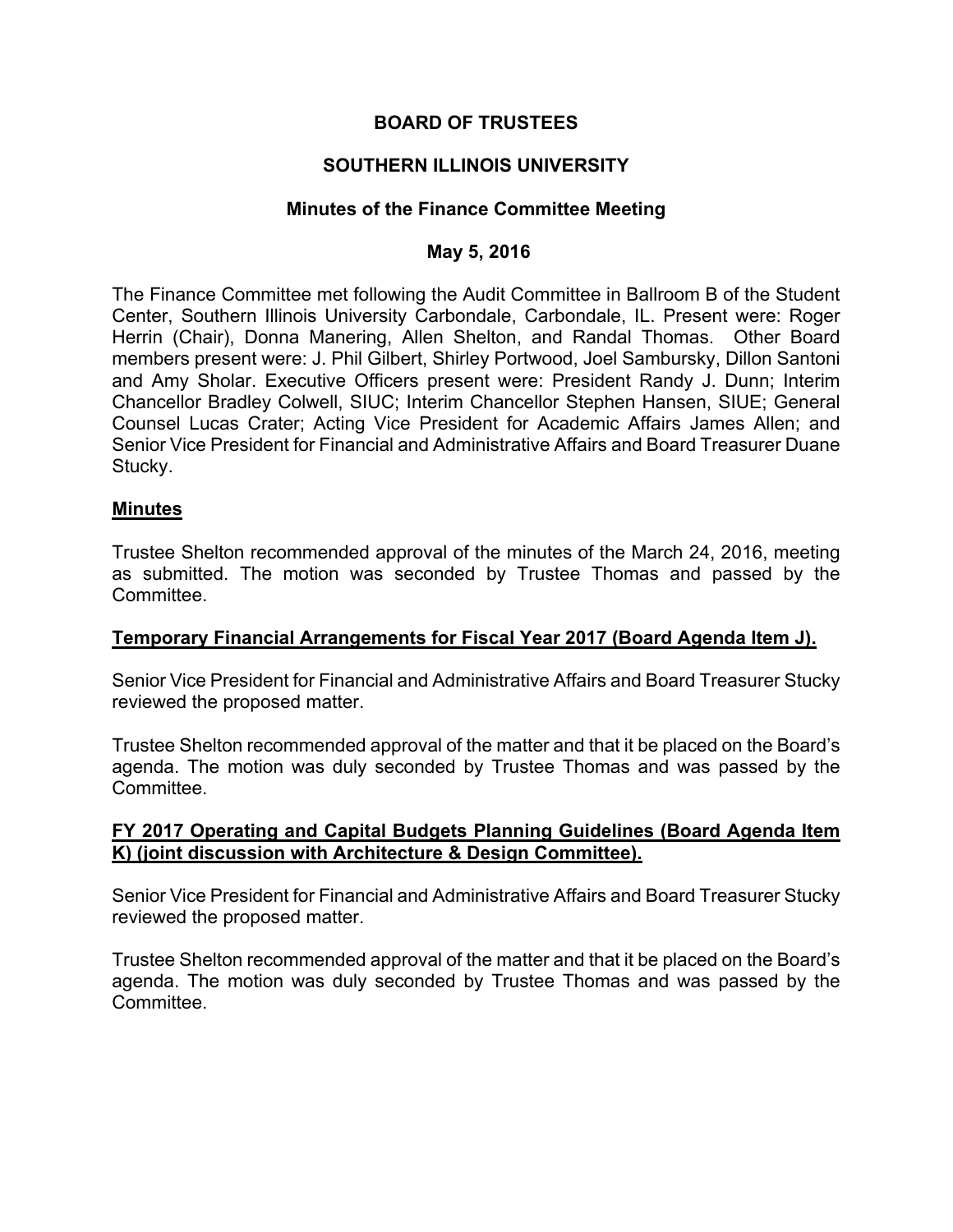**BOARD OF TRUSTEES**

**SOUTHERN ILLINOIS UNIVERSITY**

**Minutes of the Finance Committee Meeting**

**May 5, 2016**

The Finance Committee met following the Audit Committee in Ballroom B of the Student Center, Southern Illinois University Carbondale, Carbondale, IL. Present were: Roger Herrin (Chair), Donna Manering, Allen Shelton, and Randal Thomas. Other Board members present were: J. Phil Gilbert, Shirley Portwood, Joel Sambursky, Dillon Santoni and Amy Sholar. Executive Officers present were: President Randy J. Dunn; Interim Chancellor Bradley Colwell, SIUC; Interim Chancellor Stephen Hansen, SIUE; General Counsel Lucas Crater; Acting Vice President for Academic Affairs James Allen; and Senior Vice President for Financial and Administrative Affairs and Board Treasurer Duane Stucky.

**Minutes**

Trustee Shelton recommended approval of the minutes of the March 24, 2016, meeting as submitted. The motion was seconded by Trustee Thomas and passed by the Committee.

**Temporary Financial Arrangements for Fiscal Year 2017 (Board Agenda Item J).**

Senior Vice President for Financial and Administrative Affairs and Board Treasurer Stucky reviewed the proposed matter.

Trustee Shelton recommended approval of the matter and that it be placed on the Board's agenda. The motion was duly seconded by Trustee Thomas and was passed by the Committee.

**FY 2017 Operating and Capital Budgets Planning Guidelines (Board Agenda Item K) (joint discussion with Architecture & Design Committee).**

Senior Vice President for Financial and Administrative Affairs and Board Treasurer Stucky reviewed the proposed matter.

Trustee Shelton recommended approval of the matter and that it be placed on the Board's agenda. The motion was duly seconded by Trustee Thomas and was passed by the Committee.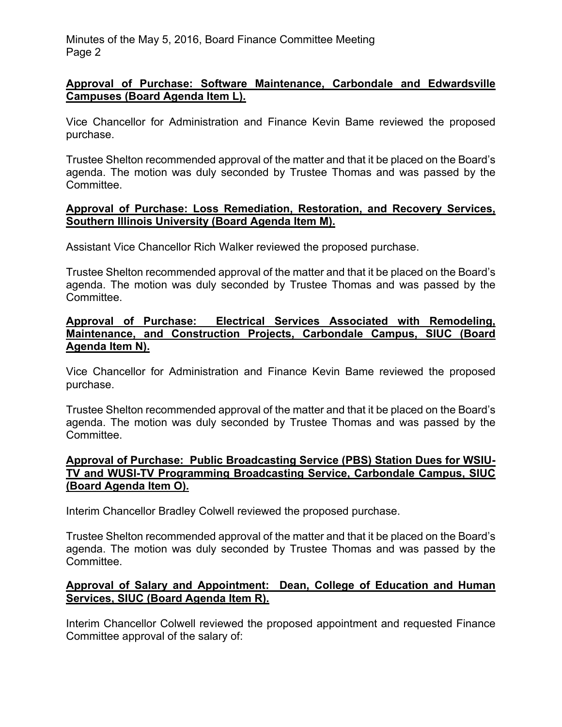**Approval of Purchase: Software Maintenance, Carbondale and Edwardsville Campuses (Board Agenda Item L).**

Vice Chancellor for Administration and Finance Kevin Bame reviewed the proposed purchase.

Trustee Shelton recommended approval of the matter and that it be placed on the Board's agenda. The motion was duly seconded by Trustee Thomas and was passed by the Committee.

**Approval of Purchase: Loss Remediation, Restoration, and Recovery Services, Southern Illinois University (Board Agenda Item M).**

Assistant Vice Chancellor Rich Walker reviewed the proposed purchase.

Trustee Shelton recommended approval of the matter and that it be placed on the Board's agenda. The motion was duly seconded by Trustee Thomas and was passed by the Committee.

**Approval of Purchase: Electrical Services Associated with Remodeling, Maintenance, and Construction Projects, Carbondale Campus, SIUC (Board Agenda Item N).**

Vice Chancellor for Administration and Finance Kevin Bame reviewed the proposed purchase.

Trustee Shelton recommended approval of the matter and that it be placed on the Board's agenda. The motion was duly seconded by Trustee Thomas and was passed by the Committee.

**Approval of Purchase: Public Broadcasting Service (PBS) Station Dues for WSIU-TV and WUSI-TV Programming Broadcasting Service, Carbondale Campus, SIUC (Board Agenda Item O).**

Interim Chancellor Bradley Colwell reviewed the proposed purchase.

Trustee Shelton recommended approval of the matter and that it be placed on the Board's agenda. The motion was duly seconded by Trustee Thomas and was passed by the Committee.

**Approval of Salary and Appointment: Dean, College of Education and Human Services, SIUC (Board Agenda Item R).**

Interim Chancellor Colwell reviewed the proposed appointment and requested Finance Committee approval of the salary of: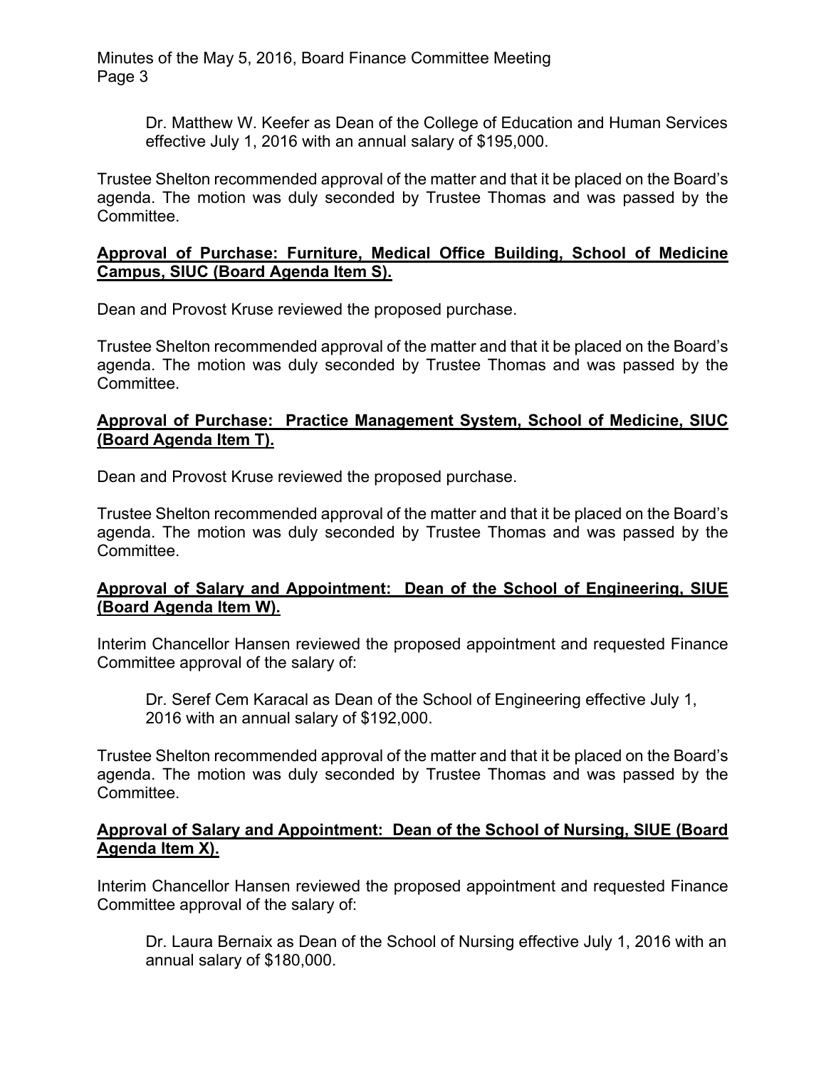Dr. Matthew W. Keefer as Dean of the College of Education and Human Services effective July 1, 2016 with an annual salary of $195,000.

Trustee Shelton recommended approval of the matter and that it be placed on the Board's agenda. The motion was duly seconded by Trustee Thomas and was passed by the Committee.

**Approval of Purchase: Furniture, Medical Office Building, School of Medicine Campus, SIUC (Board Agenda Item S).**

Dean and Provost Kruse reviewed the proposed purchase.

Trustee Shelton recommended approval of the matter and that it be placed on the Board's agenda. The motion was duly seconded by Trustee Thomas and was passed by the Committee.

**Approval of Purchase: Practice Management System, School of Medicine, SIUC (Board Agenda Item T).**

Dean and Provost Kruse reviewed the proposed purchase.

Trustee Shelton recommended approval of the matter and that it be placed on the Board's agenda. The motion was duly seconded by Trustee Thomas and was passed by the Committee.

**Approval of Salary and Appointment: Dean of the School of Engineering, SIUE (Board Agenda Item W).**

Interim Chancellor Hansen reviewed the proposed appointment and requested Finance Committee approval of the salary of:

Dr. Seref Cem Karacal as Dean of the School of Engineering effective July 1, 2016 with an annual salary of $192,000.

Trustee Shelton recommended approval of the matter and that it be placed on the Board's agenda. The motion was duly seconded by Trustee Thomas and was passed by the Committee.

**Approval of Salary and Appointment: Dean of the School of Nursing, SIUE (Board Agenda Item X).**

Interim Chancellor Hansen reviewed the proposed appointment and requested Finance Committee approval of the salary of:

Dr. Laura Bernaix as Dean of the School of Nursing effective July 1, 2016 with an annual salary of $180,000.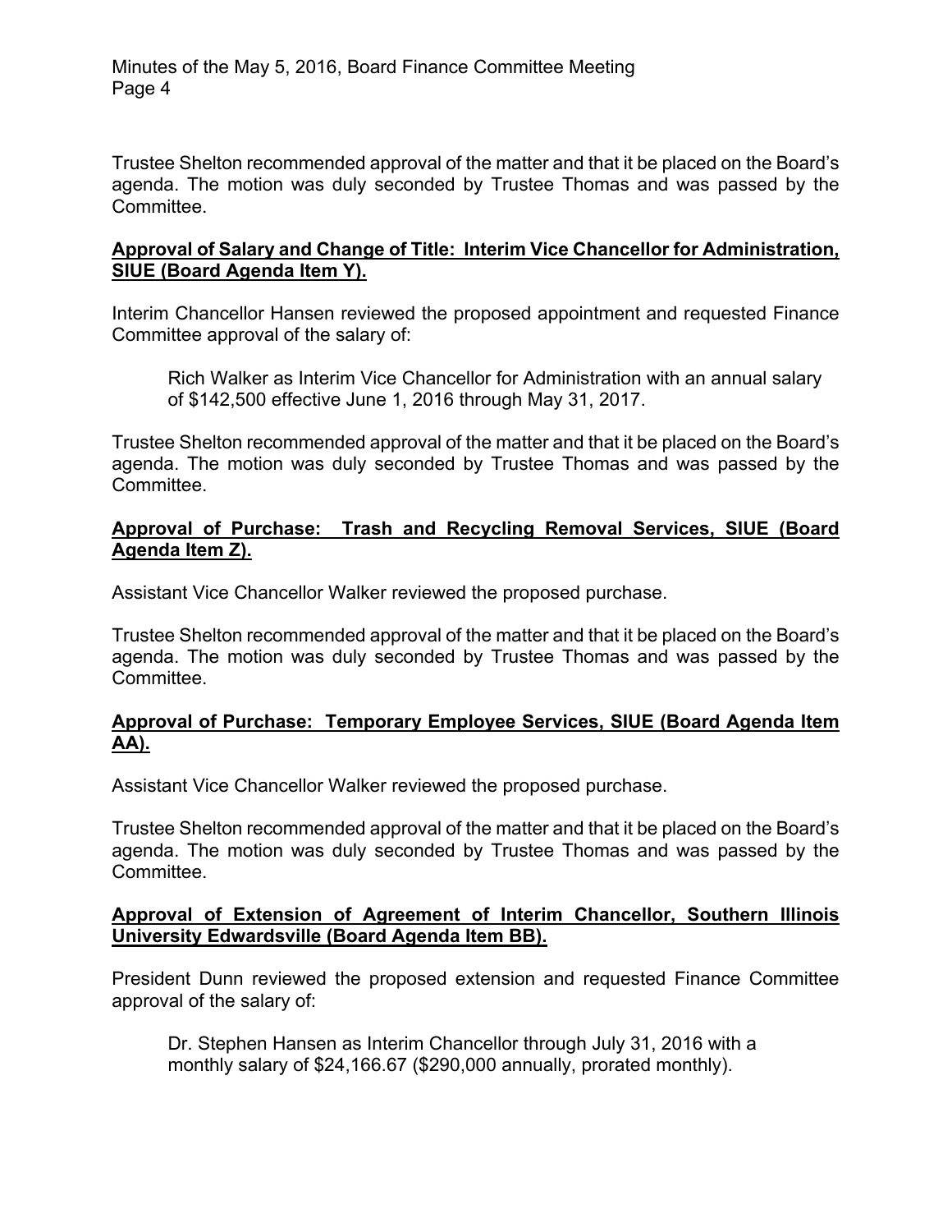Trustee Shelton recommended approval of the matter and that it be placed on the Board's agenda. The motion was duly seconded by Trustee Thomas and was passed by the Committee.

**<u>Approval of Salary and Change of Title: Interim Vice Chancellor for Administration, SIUE (Board Agenda Item Y).</u>**

Interim Chancellor Hansen reviewed the proposed appointment and requested Finance Committee approval of the salary of:

> Rich Walker as Interim Vice Chancellor for Administration with an annual salary of $142,500 effective June 1, 2016 through May 31, 2017.

Trustee Shelton recommended approval of the matter and that it be placed on the Board's agenda. The motion was duly seconded by Trustee Thomas and was passed by the Committee.

**<u>Approval of Purchase: Trash and Recycling Removal Services, SIUE (Board Agenda Item Z).</u>**

Assistant Vice Chancellor Walker reviewed the proposed purchase.

Trustee Shelton recommended approval of the matter and that it be placed on the Board's agenda. The motion was duly seconded by Trustee Thomas and was passed by the Committee.

**<u>Approval of Purchase: Temporary Employee Services, SIUE (Board Agenda Item AA).</u>**

Assistant Vice Chancellor Walker reviewed the proposed purchase.

Trustee Shelton recommended approval of the matter and that it be placed on the Board's agenda. The motion was duly seconded by Trustee Thomas and was passed by the Committee.

**<u>Approval of Extension of Agreement of Interim Chancellor, Southern Illinois University Edwardsville (Board Agenda Item BB).</u>**

President Dunn reviewed the proposed extension and requested Finance Committee approval of the salary of:

> Dr. Stephen Hansen as Interim Chancellor through July 31, 2016 with a monthly salary of $24,166.67 ($290,000 annually, prorated monthly).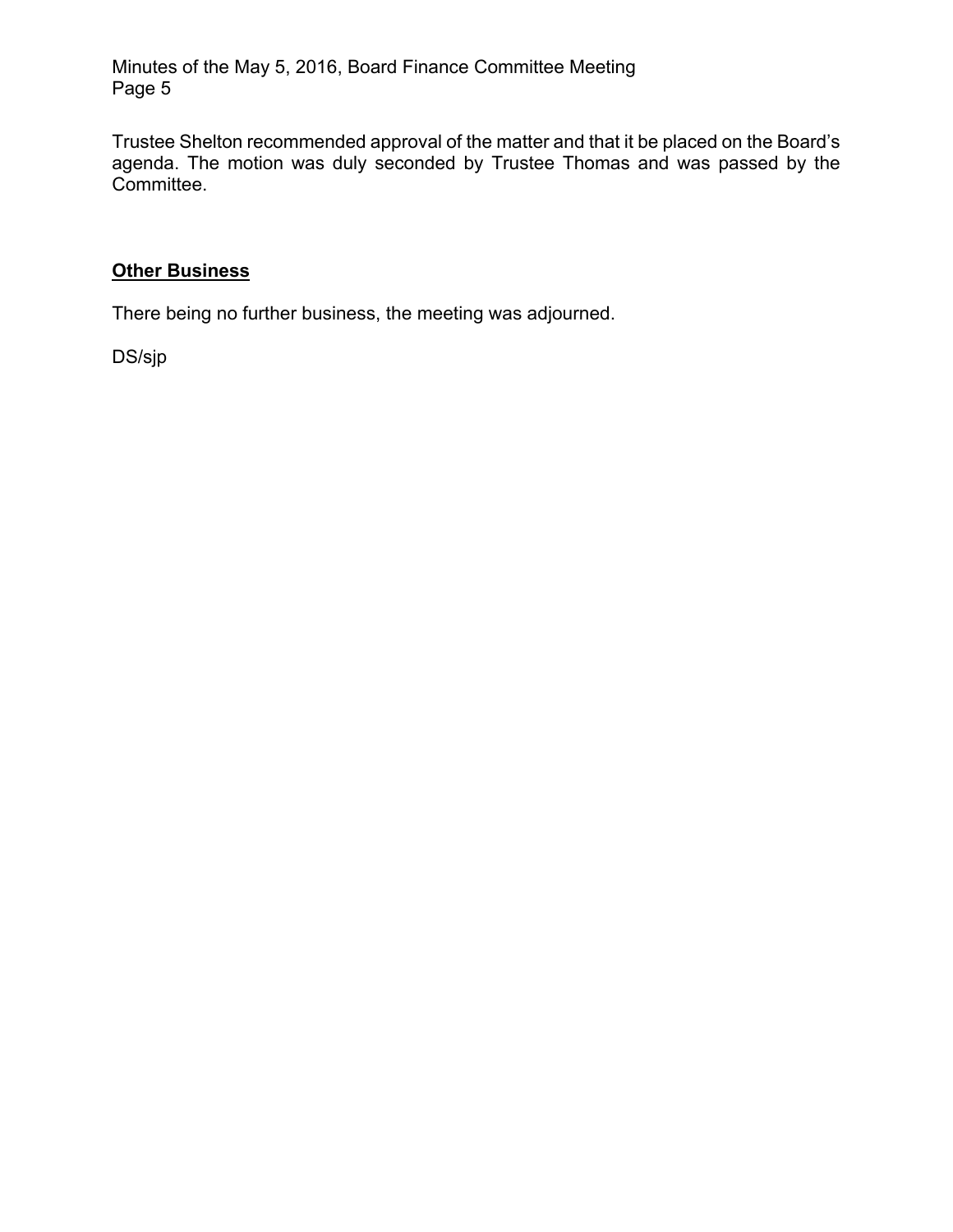Trustee Shelton recommended approval of the matter and that it be placed on the Board's agenda. The motion was duly seconded by Trustee Thomas and was passed by the Committee.

**Other Business**

There being no further business, the meeting was adjourned.

DS/sjp